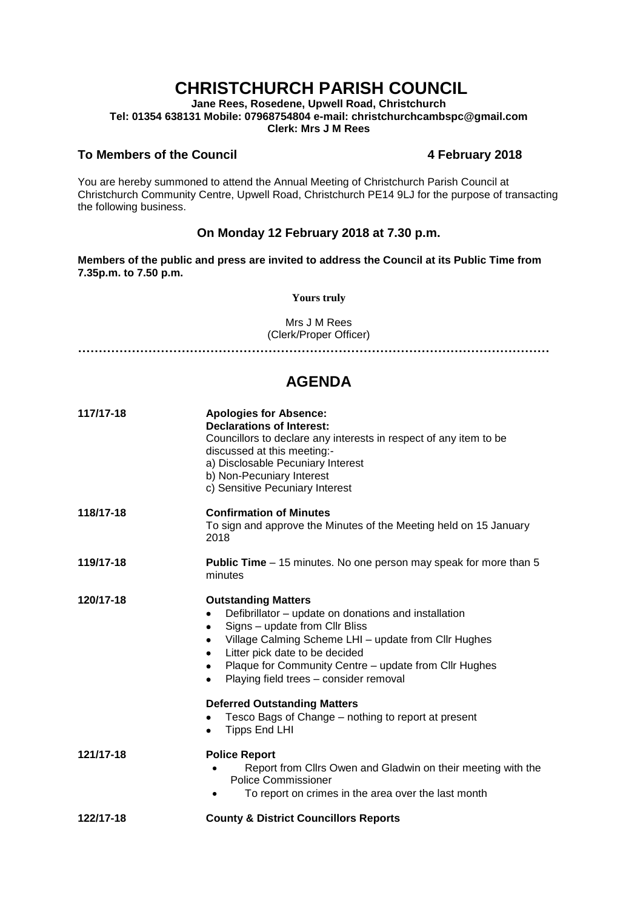# CHRISTCHURCH PARISH COUNCIL

**Jane Rees, Rosedene, Upwell Road, Christchurch**
**Tel: 01354 638131 Mobile: 07968754804 e-mail: christchurchcambspc@gmail.com**
**Clerk: Mrs J M Rees**

**To Members of the Council** **4 February 2018**

You are hereby summoned to attend the Annual Meeting of Christchurch Parish Council at Christchurch Community Centre, Upwell Road, Christchurch PE14 9LJ for the purpose of transacting the following business.

### On Monday 12 February 2018 at 7.30 p.m.

**Members of the public and press are invited to address the Council at its Public Time from 7.35p.m. to 7.50 p.m.**

**Yours truly**

Mrs J M Rees
(Clerk/Proper Officer)

……………………………………………………………………………………………………

## AGENDA

**117/17-18** **Apologies for Absence:**
**Declarations of Interest:**
Councillors to declare any interests in respect of any item to be discussed at this meeting:-
a) Disclosable Pecuniary Interest
b) Non-Pecuniary Interest
c) Sensitive Pecuniary Interest

**118/17-18** **Confirmation of Minutes**
To sign and approve the Minutes of the Meeting held on 15 January 2018

**119/17-18** **Public Time** – 15 minutes. No one person may speak for more than 5 minutes

**120/17-18** **Outstanding Matters**
- Defibrillator – update on donations and installation
- Signs – update from Cllr Bliss
- Village Calming Scheme LHI – update from Cllr Hughes
- Litter pick date to be decided
- Plaque for Community Centre – update from Cllr Hughes
- Playing field trees – consider removal

**Deferred Outstanding Matters**
- Tesco Bags of Change – nothing to report at present
- Tipps End LHI

**121/17-18** **Police Report**
- Report from Cllrs Owen and Gladwin on their meeting with the Police Commissioner
- To report on crimes in the area over the last month

**122/17-18** **County & District Councillors Reports**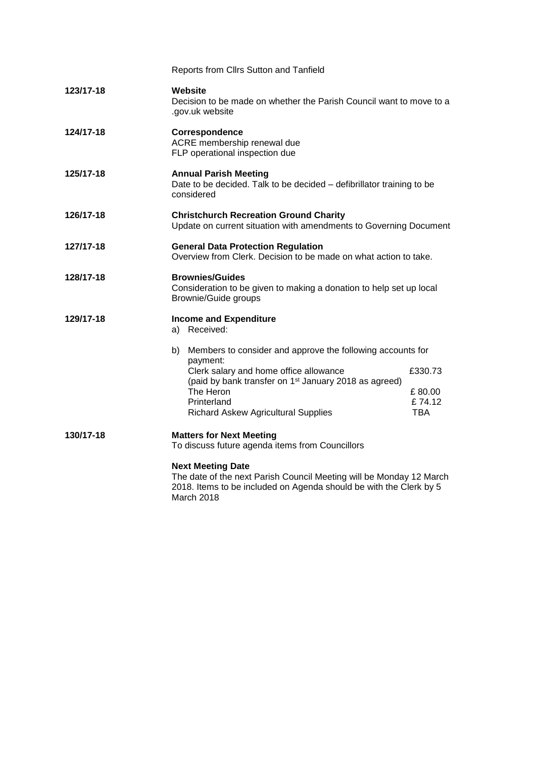Reports from Cllrs Sutton and Tanfield

**123/17-18** **Website**
Decision to be made on whether the Parish Council want to move to a .gov.uk website

**124/17-18** **Correspondence**
ACRE membership renewal due
FLP operational inspection due

**125/17-18** **Annual Parish Meeting**
Date to be decided. Talk to be decided – defibrillator training to be considered

**126/17-18** **Christchurch Recreation Ground Charity**
Update on current situation with amendments to Governing Document

**127/17-18** **General Data Protection Regulation**
Overview from Clerk. Decision to be made on what action to take.

**128/17-18** **Brownies/Guides**
Consideration to be given to making a donation to help set up local Brownie/Guide groups

**129/17-18** **Income and Expenditure**

a) Received:

b) Members to consider and approve the following accounts for payment:

| | |
|---|---|
| Clerk salary and home office allowance (paid by bank transfer on 1st January 2018 as agreed) | £330.73 |
| The Heron | £ 80.00 |
| Printerland | £ 74.12 |
| Richard Askew Agricultural Supplies | TBA |

**130/17-18** **Matters for Next Meeting**
To discuss future agenda items from Councillors

**Next Meeting Date**
The date of the next Parish Council Meeting will be Monday 12 March 2018. Items to be included on Agenda should be with the Clerk by 5 March 2018